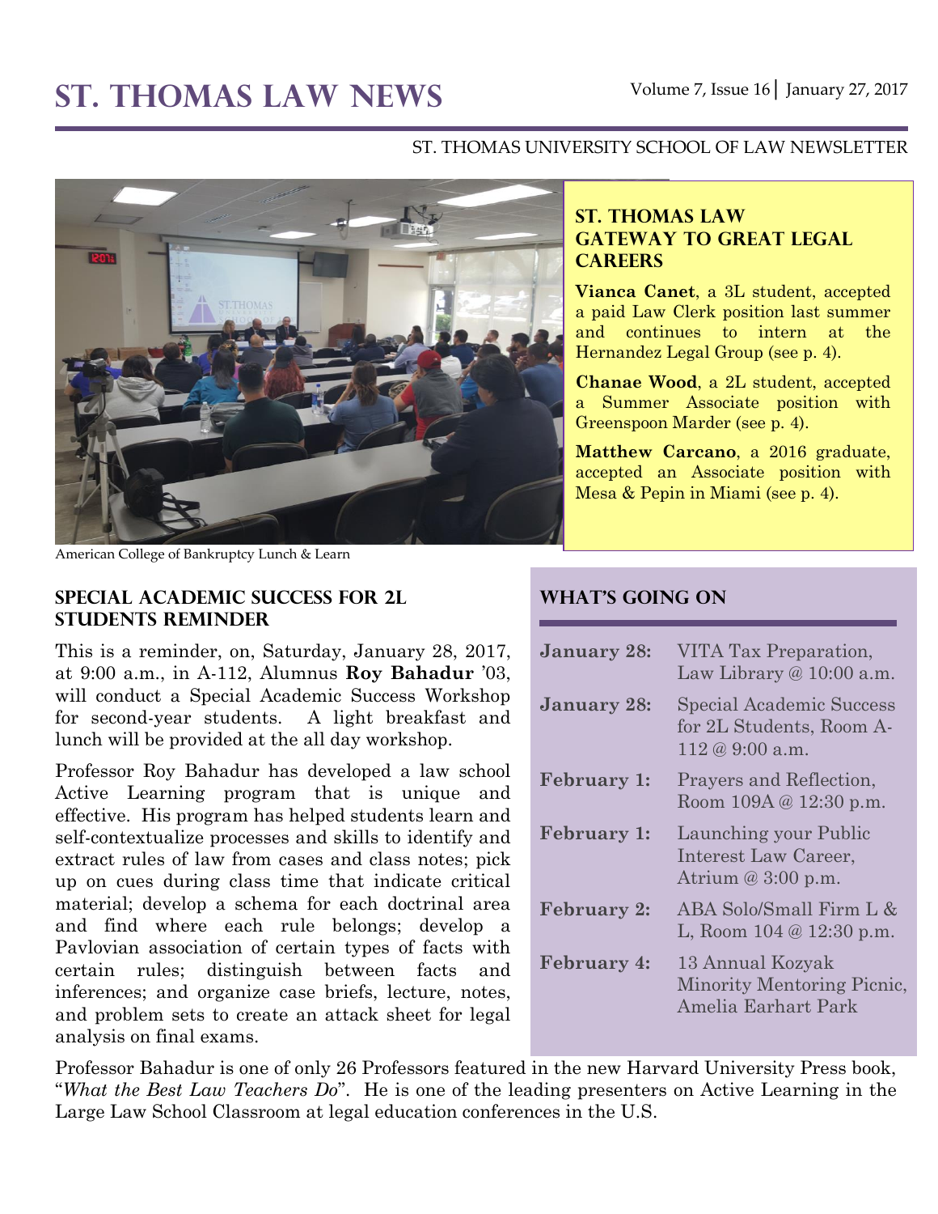# ST. THOMAS LAW NEWS

Volume 7, Issue 16 | January 27, 2017

ST. THOMAS UNIVERSITY SCHOOL OF LAW NEWSLETTER

American College of Bankruptcy Lunch & Learn

## ST. THOMAS LAW GATEWAY TO GREAT LEGAL CAREERS

**Vianca Canet**, a 3L student, accepted a paid Law Clerk position last summer and continues to intern at the Hernandez Legal Group (see p. 4).

**Chanae Wood**, a 2L student, accepted a Summer Associate position with Greenspoon Marder (see p. 4).

**Matthew Carcano**, a 2016 graduate, accepted an Associate position with Mesa & Pepin in Miami (see p. 4).

## SPECIAL ACADEMIC SUCCESS FOR 2L STUDENTS REMINDER

This is a reminder, on, Saturday, January 28, 2017, at 9:00 a.m., in A-112, Alumnus **Roy Bahadur** '03, will conduct a Special Academic Success Workshop for second-year students. A light breakfast and lunch will be provided at the all day workshop.

Professor Roy Bahadur has developed a law school Active Learning program that is unique and effective. His program has helped students learn and self-contextualize processes and skills to identify and extract rules of law from cases and class notes; pick up on cues during class time that indicate critical material; develop a schema for each doctrinal area and find where each rule belongs; develop a Pavlovian association of certain types of facts with certain rules; distinguish between facts and inferences; and organize case briefs, lecture, notes, and problem sets to create an attack sheet for legal analysis on final exams.

Professor Bahadur is one of only 26 Professors featured in the new Harvard University Press book, "*What the Best Law Teachers Do*". He is one of the leading presenters on Active Learning in the Large Law School Classroom at legal education conferences in the U.S.

## WHAT'S GOING ON

| | |
|---|---|
| **January 28:** | VITA Tax Preparation, Law Library @ 10:00 a.m. |
| **January 28:** | Special Academic Success for 2L Students, Room A-112 @ 9:00 a.m. |
| **February 1:** | Prayers and Reflection, Room 109A @ 12:30 p.m. |
| **February 1:** | Launching your Public Interest Law Career, Atrium @ 3:00 p.m. |
| **February 2:** | ABA Solo/Small Firm L & L, Room 104 @ 12:30 p.m. |
| **February 4:** | 13 Annual Kozyak Minority Mentoring Picnic, Amelia Earhart Park |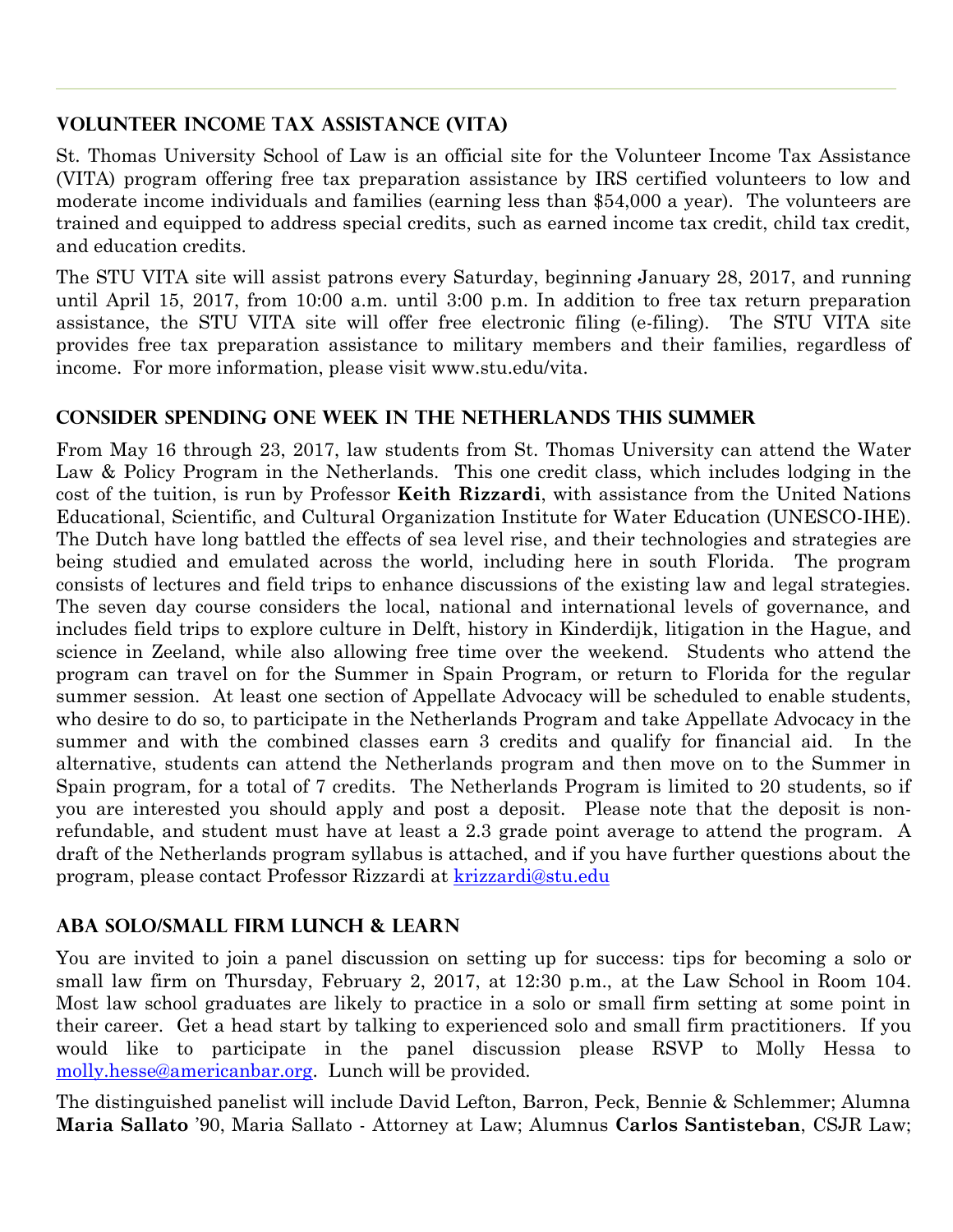## Volunteer Income Tax Assistance (VITA)

St. Thomas University School of Law is an official site for the Volunteer Income Tax Assistance (VITA) program offering free tax preparation assistance by IRS certified volunteers to low and moderate income individuals and families (earning less than $54,000 a year). The volunteers are trained and equipped to address special credits, such as earned income tax credit, child tax credit, and education credits.

The STU VITA site will assist patrons every Saturday, beginning January 28, 2017, and running until April 15, 2017, from 10:00 a.m. until 3:00 p.m. In addition to free tax return preparation assistance, the STU VITA site will offer free electronic filing (e-filing). The STU VITA site provides free tax preparation assistance to military members and their families, regardless of income. For more information, please visit www.stu.edu/vita.

## Consider Spending One Week in the Netherlands This Summer

From May 16 through 23, 2017, law students from St. Thomas University can attend the Water Law & Policy Program in the Netherlands. This one credit class, which includes lodging in the cost of the tuition, is run by Professor **Keith Rizzardi**, with assistance from the United Nations Educational, Scientific, and Cultural Organization Institute for Water Education (UNESCO-IHE). The Dutch have long battled the effects of sea level rise, and their technologies and strategies are being studied and emulated across the world, including here in south Florida. The program consists of lectures and field trips to enhance discussions of the existing law and legal strategies. The seven day course considers the local, national and international levels of governance, and includes field trips to explore culture in Delft, history in Kinderdijk, litigation in the Hague, and science in Zeeland, while also allowing free time over the weekend. Students who attend the program can travel on for the Summer in Spain Program, or return to Florida for the regular summer session. At least one section of Appellate Advocacy will be scheduled to enable students, who desire to do so, to participate in the Netherlands Program and take Appellate Advocacy in the summer and with the combined classes earn 3 credits and qualify for financial aid. In the alternative, students can attend the Netherlands program and then move on to the Summer in Spain program, for a total of 7 credits. The Netherlands Program is limited to 20 students, so if you are interested you should apply and post a deposit. Please note that the deposit is non-refundable, and student must have at least a 2.3 grade point average to attend the program. A draft of the Netherlands program syllabus is attached, and if you have further questions about the program, please contact Professor Rizzardi at krizzardi@stu.edu

## ABA Solo/Small Firm Lunch & Learn

You are invited to join a panel discussion on setting up for success: tips for becoming a solo or small law firm on Thursday, February 2, 2017, at 12:30 p.m., at the Law School in Room 104. Most law school graduates are likely to practice in a solo or small firm setting at some point in their career. Get a head start by talking to experienced solo and small firm practitioners. If you would like to participate in the panel discussion please RSVP to Molly Hessa to molly.hesse@americanbar.org. Lunch will be provided.

The distinguished panelist will include David Lefton, Barron, Peck, Bennie & Schlemmer; Alumna **Maria Sallato** '90, Maria Sallato - Attorney at Law; Alumnus **Carlos Santisteban**, CSJR Law;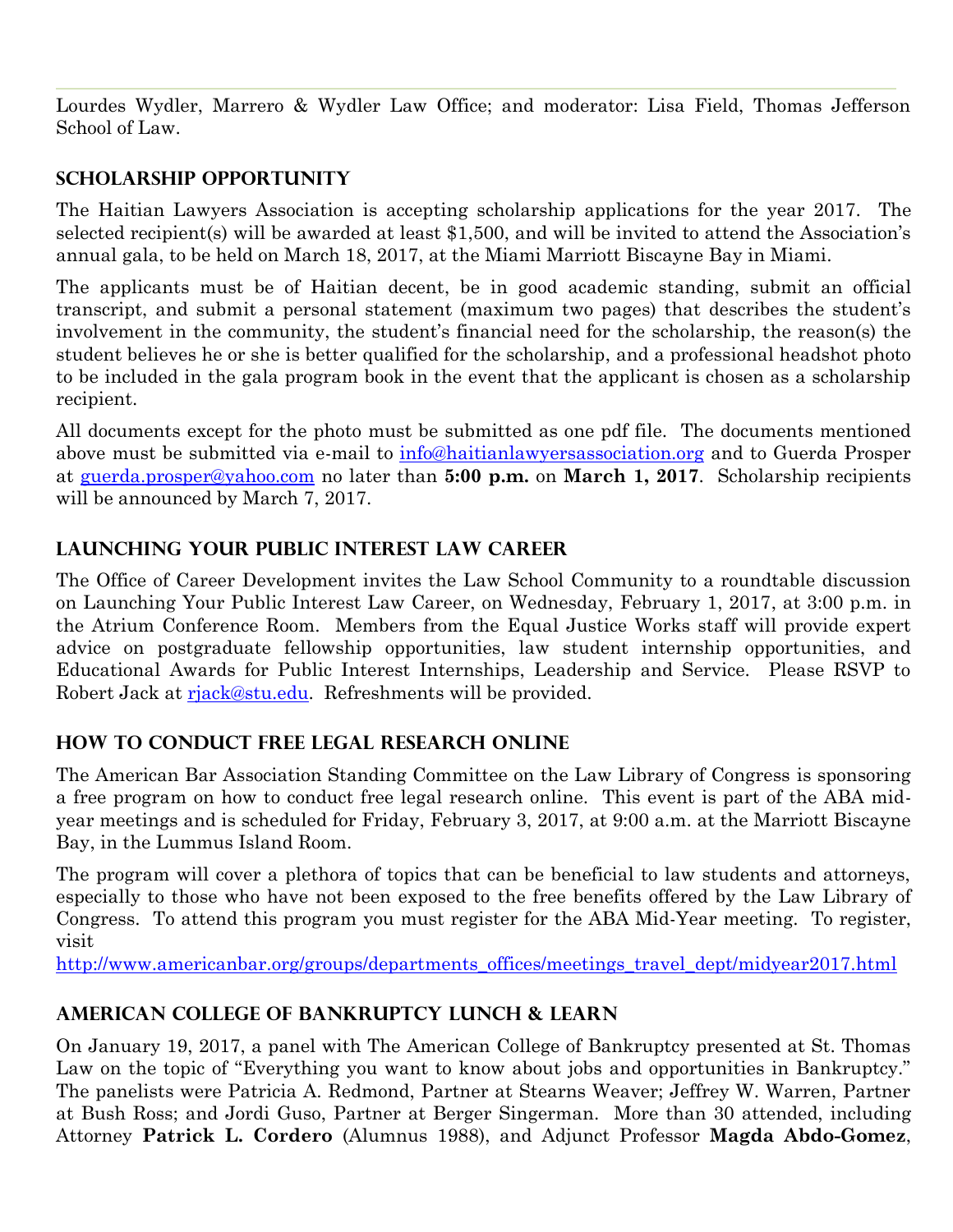Lourdes Wydler, Marrero & Wydler Law Office; and moderator: Lisa Field, Thomas Jefferson School of Law.

## Scholarship Opportunity

The Haitian Lawyers Association is accepting scholarship applications for the year 2017. The selected recipient(s) will be awarded at least $1,500, and will be invited to attend the Association's annual gala, to be held on March 18, 2017, at the Miami Marriott Biscayne Bay in Miami.

The applicants must be of Haitian decent, be in good academic standing, submit an official transcript, and submit a personal statement (maximum two pages) that describes the student's involvement in the community, the student's financial need for the scholarship, the reason(s) the student believes he or she is better qualified for the scholarship, and a professional headshot photo to be included in the gala program book in the event that the applicant is chosen as a scholarship recipient.

All documents except for the photo must be submitted as one pdf file. The documents mentioned above must be submitted via e-mail to info@haitianlawyersassociation.org and to Guerda Prosper at guerda.prosper@yahoo.com no later than **5:00 p.m.** on **March 1, 2017**. Scholarship recipients will be announced by March 7, 2017.

## Launching Your Public Interest Law Career

The Office of Career Development invites the Law School Community to a roundtable discussion on Launching Your Public Interest Law Career, on Wednesday, February 1, 2017, at 3:00 p.m. in the Atrium Conference Room. Members from the Equal Justice Works staff will provide expert advice on postgraduate fellowship opportunities, law student internship opportunities, and Educational Awards for Public Interest Internships, Leadership and Service. Please RSVP to Robert Jack at rjack@stu.edu. Refreshments will be provided.

## How to Conduct Free Legal Research Online

The American Bar Association Standing Committee on the Law Library of Congress is sponsoring a free program on how to conduct free legal research online. This event is part of the ABA mid-year meetings and is scheduled for Friday, February 3, 2017, at 9:00 a.m. at the Marriott Biscayne Bay, in the Lummus Island Room.

The program will cover a plethora of topics that can be beneficial to law students and attorneys, especially to those who have not been exposed to the free benefits offered by the Law Library of Congress. To attend this program you must register for the ABA Mid-Year meeting. To register, visit
http://www.americanbar.org/groups/departments_offices/meetings_travel_dept/midyear2017.html

## American College of Bankruptcy Lunch & Learn

On January 19, 2017, a panel with The American College of Bankruptcy presented at St. Thomas Law on the topic of "Everything you want to know about jobs and opportunities in Bankruptcy." The panelists were Patricia A. Redmond, Partner at Stearns Weaver; Jeffrey W. Warren, Partner at Bush Ross; and Jordi Guso, Partner at Berger Singerman. More than 30 attended, including Attorney **Patrick L. Cordero** (Alumnus 1988), and Adjunct Professor **Magda Abdo-Gomez**,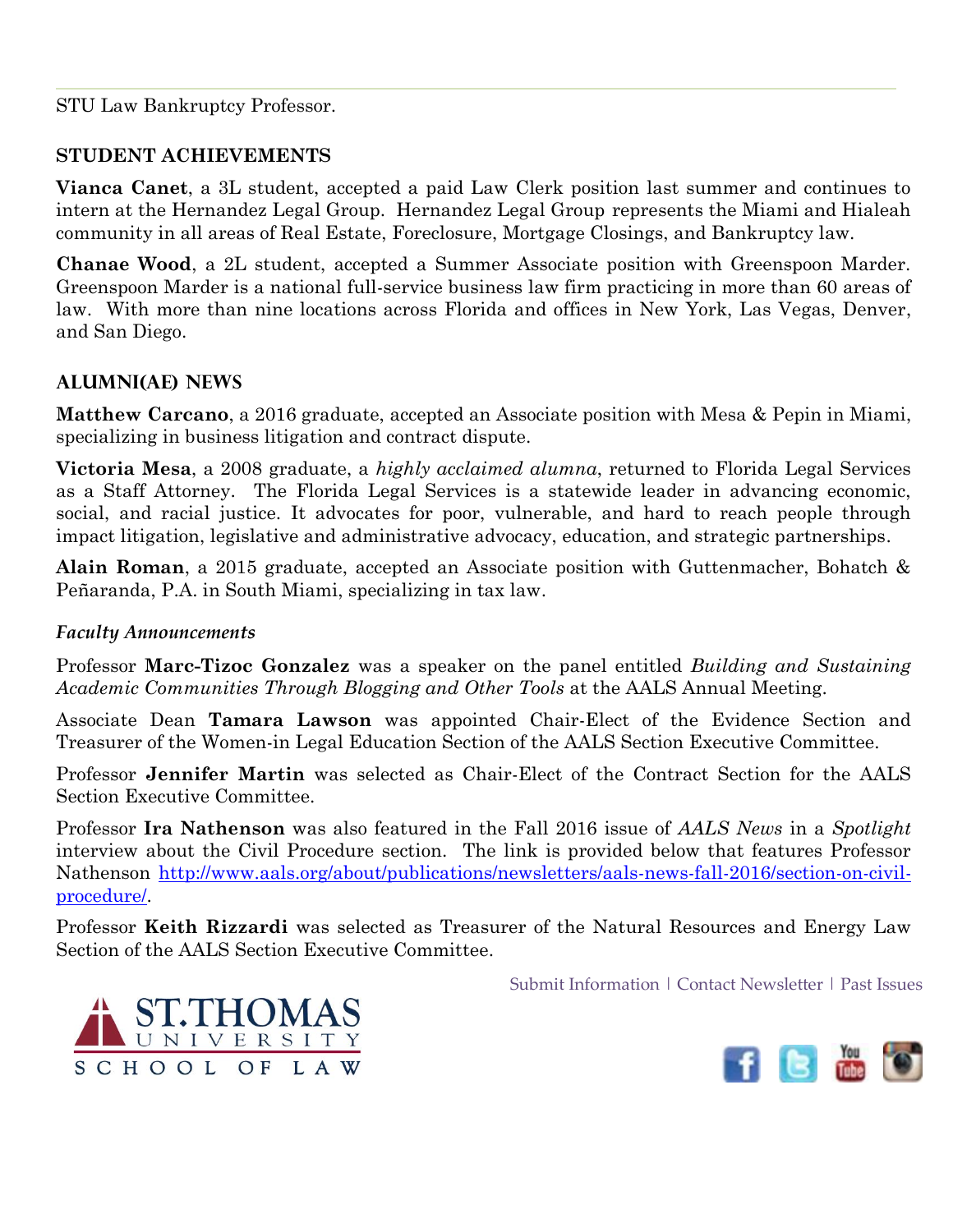STU Law Bankruptcy Professor.

## STUDENT ACHIEVEMENTS

**Vianca Canet**, a 3L student, accepted a paid Law Clerk position last summer and continues to intern at the Hernandez Legal Group. Hernandez Legal Group represents the Miami and Hialeah community in all areas of Real Estate, Foreclosure, Mortgage Closings, and Bankruptcy law.

**Chanae Wood**, a 2L student, accepted a Summer Associate position with Greenspoon Marder. Greenspoon Marder is a national full-service business law firm practicing in more than 60 areas of law. With more than nine locations across Florida and offices in New York, Las Vegas, Denver, and San Diego.

## ALUMNI(AE) NEWS

**Matthew Carcano**, a 2016 graduate, accepted an Associate position with Mesa & Pepin in Miami, specializing in business litigation and contract dispute.

**Victoria Mesa**, a 2008 graduate, a *highly acclaimed alumna*, returned to Florida Legal Services as a Staff Attorney. The Florida Legal Services is a statewide leader in advancing economic, social, and racial justice. It advocates for poor, vulnerable, and hard to reach people through impact litigation, legislative and administrative advocacy, education, and strategic partnerships.

**Alain Roman**, a 2015 graduate, accepted an Associate position with Guttenmacher, Bohatch & Peñaranda, P.A. in South Miami, specializing in tax law.

### *Faculty Announcements*

Professor **Marc-Tizoc Gonzalez** was a speaker on the panel entitled *Building and Sustaining Academic Communities Through Blogging and Other Tools* at the AALS Annual Meeting.

Associate Dean **Tamara Lawson** was appointed Chair-Elect of the Evidence Section and Treasurer of the Women-in Legal Education Section of the AALS Section Executive Committee.

Professor **Jennifer Martin** was selected as Chair-Elect of the Contract Section for the AALS Section Executive Committee.

Professor **Ira Nathenson** was also featured in the Fall 2016 issue of *AALS News* in a *Spotlight* interview about the Civil Procedure section. The link is provided below that features Professor Nathenson http://www.aals.org/about/publications/newsletters/aals-news-fall-2016/section-on-civil-procedure/.

Professor **Keith Rizzardi** was selected as Treasurer of the Natural Resources and Energy Law Section of the AALS Section Executive Committee.

Submit Information | Contact Newsletter | Past Issues

ST. THOMAS UNIVERSITY SCHOOL OF LAW